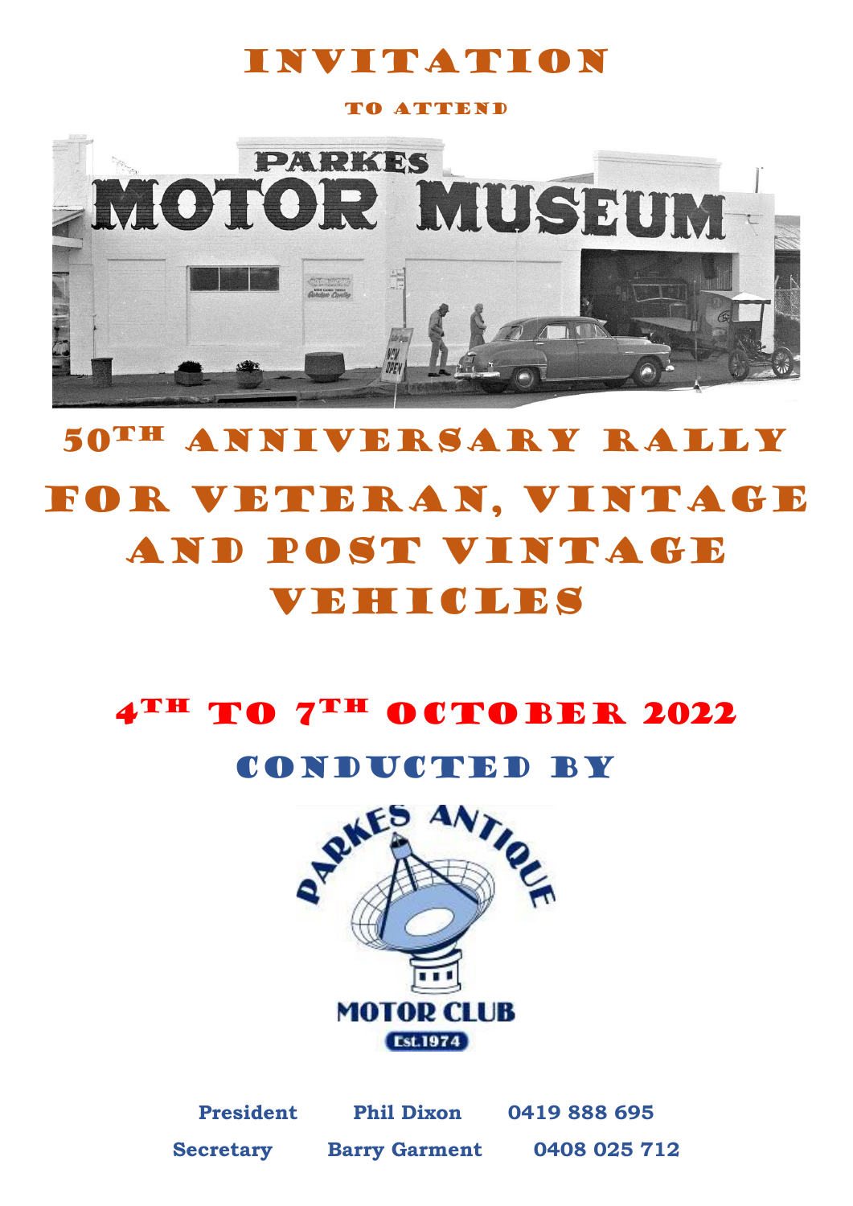# INVITATION

## TO ATTEND

# 50TH ANNIVERSARY RALLY FOR VETERAN, VINTAGE AND POST VINTAGE VEHICLES

## 4TH TO 7TH OCTOBER 2022

## CONDUCTED BY

PARKES ANTIQUE MOTOR CLUB

Est.1974

| | | |
|---|---|---|
| **President** | **Phil Dixon** | **0419 888 695** |
| **Secretary** | **Barry Garment** | **0408 025 712** |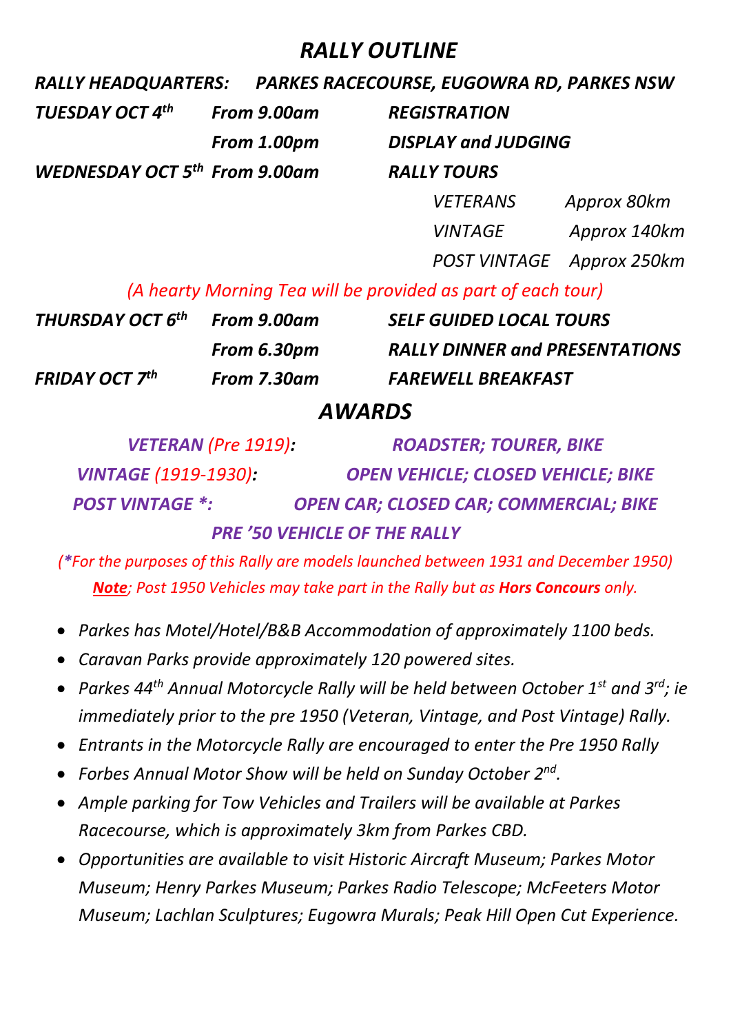# *RALLY OUTLINE*

***RALLY HEADQUARTERS: PARKES RACECOURSE, EUGOWRA RD, PARKES NSW***

| | | | |
|---|---|---|---|
| ***TUESDAY OCT 4th*** | ***From 9.00am*** | ***REGISTRATION*** | |
| | ***From 1.00pm*** | ***DISPLAY and JUDGING*** | |
| ***WEDNESDAY OCT 5th*** | ***From 9.00am*** | ***RALLY TOURS*** | |
| | | *VETERANS* | *Approx 80km* |
| | | *VINTAGE* | *Approx 140km* |
| | | *POST VINTAGE* | *Approx 250km* |

*(A hearty Morning Tea will be provided as part of each tour)*

| | | |
|---|---|---|
| ***THURSDAY OCT 6th*** | ***From 9.00am*** | ***SELF GUIDED LOCAL TOURS*** |
| | ***From 6.30pm*** | ***RALLY DINNER and PRESENTATIONS*** |
| ***FRIDAY OCT 7th*** | ***From 7.30am*** | ***FAREWELL BREAKFAST*** |

## *AWARDS*

***VETERAN** (Pre 1919)**:*** ***ROADSTER; TOURER, BIKE***

***VINTAGE** (1919-1930)**:*** ***OPEN VEHICLE; CLOSED VEHICLE; BIKE***

***POST VINTAGE \*:*** ***OPEN CAR; CLOSED CAR; COMMERCIAL; BIKE***

***PRE '50 VEHICLE OF THE RALLY***

*(\*For the purposes of this Rally are models launched between 1931 and December 1950)*

***Note**; Post 1950 Vehicles may take part in the Rally but as **Hors Concours** only.*

- *Parkes has Motel/Hotel/B&B Accommodation of approximately 1100 beds.*
- *Caravan Parks provide approximately 120 powered sites.*
- *Parkes 44th Annual Motorcycle Rally will be held between October 1st and 3rd; ie immediately prior to the pre 1950 (Veteran, Vintage, and Post Vintage) Rally.*
- *Entrants in the Motorcycle Rally are encouraged to enter the Pre 1950 Rally*
- *Forbes Annual Motor Show will be held on Sunday October 2nd.*
- *Ample parking for Tow Vehicles and Trailers will be available at Parkes Racecourse, which is approximately 3km from Parkes CBD.*
- *Opportunities are available to visit Historic Aircraft Museum; Parkes Motor Museum; Henry Parkes Museum; Parkes Radio Telescope; McFeeters Motor Museum; Lachlan Sculptures; Eugowra Murals; Peak Hill Open Cut Experience.*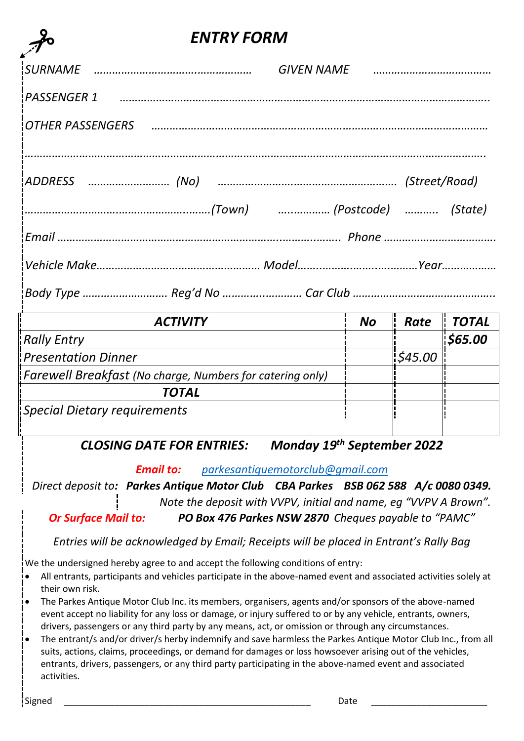# *ENTRY FORM*

*SURNAME* …………………………………………… *GIVEN NAME* ………………………………

*PASSENGER 1* …………………………………………………………………………………………………..

*OTHER PASSENGERS* ………………………………………………………………………………………

……………………………………………………………………………………………………………………..

*ADDRESS* ……………………… *(No)* …………………………………………………. *(Street/Road)*

……………………………………………………*(Town)* …………… *(Postcode)* ……….. *(State)*

*Email* ……………………………………………………………………………….. *Phone* ……………………………….

*Vehicle Make*……………………………………………… *Model*…………………………………*Year*………………

*Body Type* ……………………… *Reg'd No* …………………… *Car Club* ………………………………………..

| ***ACTIVITY*** | ***No*** | ***Rate*** | ***TOTAL*** |
|---|---|---|---|
| *Rally Entry* | | | ***$65.00*** |
| *Presentation Dinner* | | *$45.00* | |
| *Farewell Breakfast (No charge, Numbers for catering only)* | | | |
| ***TOTAL*** | | | |
| *Special Dietary requirements* | | | |

***CLOSING DATE FOR ENTRIES: Monday 19th September 2022***

***Email to:*** *parkesantiquemotorclub@gmail.com*

*Direct deposit to:* ***Parkes Antique Motor Club CBA Parkes BSB 062 588 A/c 0080 0349.***

*Note the deposit with VVPV, initial and name, eg "VVPV A Brown".*

***Or Surface Mail to:*** ***PO Box 476 Parkes NSW 2870*** *Cheques payable to "PAMC"*

*Entries will be acknowledged by Email; Receipts will be placed in Entrant's Rally Bag*

We the undersigned hereby agree to and accept the following conditions of entry:

- All entrants, participants and vehicles participate in the above-named event and associated activities solely at their own risk.
- The Parkes Antique Motor Club Inc. its members, organisers, agents and/or sponsors of the above-named event accept no liability for any loss or damage, or injury suffered to or by any vehicle, entrants, owners, drivers, passengers or any third party by any means, act, or omission or through any circumstances.
- The entrant/s and/or driver/s herby indemnify and save harmless the Parkes Antique Motor Club Inc., from all suits, actions, claims, proceedings, or demand for damages or loss howsoever arising out of the vehicles, entrants, drivers, passengers, or any third party participating in the above-named event and associated activities.

Signed ______________________________________________ Date ______________________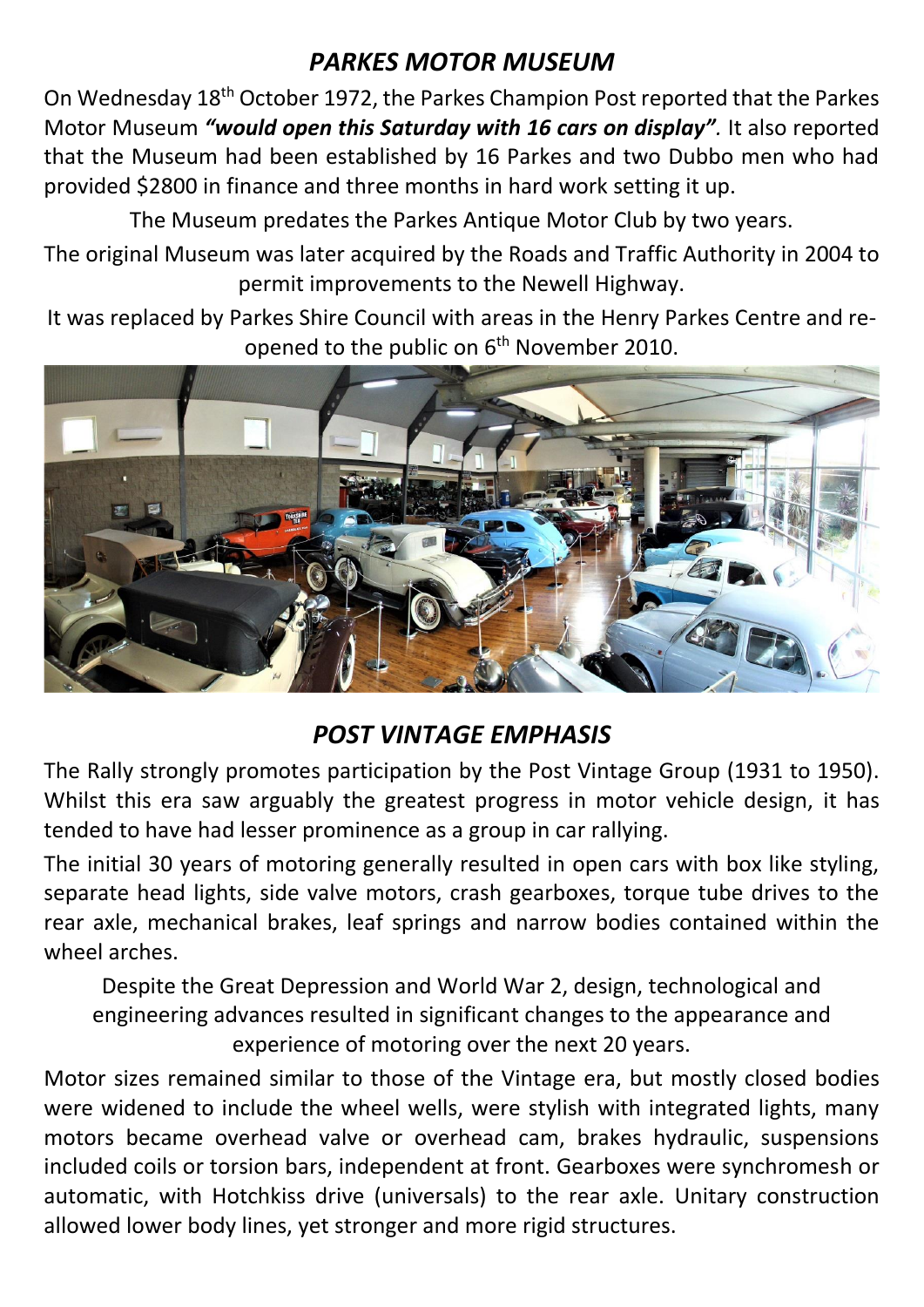## *PARKES MOTOR MUSEUM*

On Wednesday 18th October 1972, the Parkes Champion Post reported that the Parkes Motor Museum ***"would open this Saturday with 16 cars on display".*** It also reported that the Museum had been established by 16 Parkes and two Dubbo men who had provided $2800 in finance and three months in hard work setting it up.

The Museum predates the Parkes Antique Motor Club by two years.

The original Museum was later acquired by the Roads and Traffic Authority in 2004 to permit improvements to the Newell Highway.

It was replaced by Parkes Shire Council with areas in the Henry Parkes Centre and re-opened to the public on 6th November 2010.

## *POST VINTAGE EMPHASIS*

The Rally strongly promotes participation by the Post Vintage Group (1931 to 1950). Whilst this era saw arguably the greatest progress in motor vehicle design, it has tended to have had lesser prominence as a group in car rallying.

The initial 30 years of motoring generally resulted in open cars with box like styling, separate head lights, side valve motors, crash gearboxes, torque tube drives to the rear axle, mechanical brakes, leaf springs and narrow bodies contained within the wheel arches.

Despite the Great Depression and World War 2, design, technological and engineering advances resulted in significant changes to the appearance and experience of motoring over the next 20 years.

Motor sizes remained similar to those of the Vintage era, but mostly closed bodies were widened to include the wheel wells, were stylish with integrated lights, many motors became overhead valve or overhead cam, brakes hydraulic, suspensions included coils or torsion bars, independent at front. Gearboxes were synchromesh or automatic, with Hotchkiss drive (universals) to the rear axle. Unitary construction allowed lower body lines, yet stronger and more rigid structures.